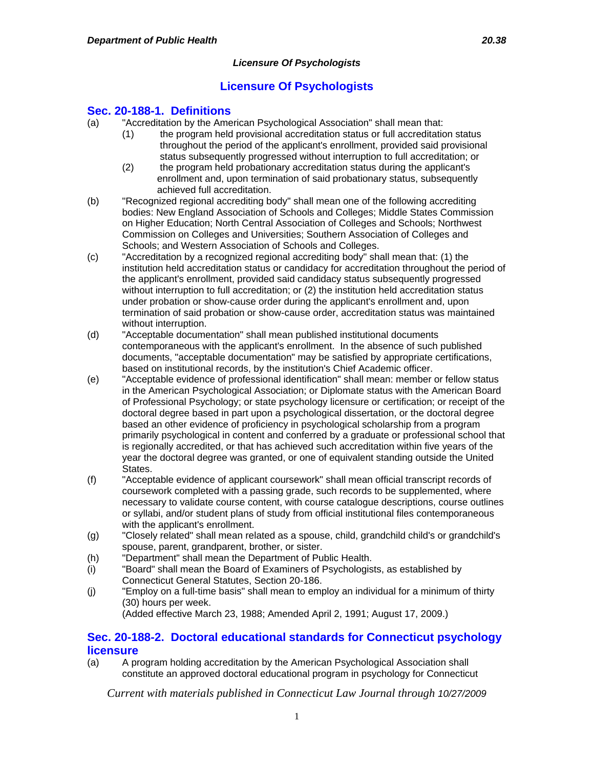## Licensure Of Psychologists

### Sec. 20-188-1. Definitions

(a) "Accreditation by the American Psychological Association" shall mean that:

(1) the program held provisional accreditation status or full accreditation status throughout the period of the applicant's enrollment, provided said provisional status subsequently progressed without interruption to full accreditation; or

(2) the program held probationary accreditation status during the applicant's enrollment and, upon termination of said probationary status, subsequently achieved full accreditation.

(b) "Recognized regional accrediting body" shall mean one of the following accrediting bodies: New England Association of Schools and Colleges; Middle States Commission on Higher Education; North Central Association of Colleges and Schools; Northwest Commission on Colleges and Universities; Southern Association of Colleges and Schools; and Western Association of Schools and Colleges.

(c) "Accreditation by a recognized regional accrediting body" shall mean that: (1) the institution held accreditation status or candidacy for accreditation throughout the period of the applicant's enrollment, provided said candidacy status subsequently progressed without interruption to full accreditation; or (2) the institution held accreditation status under probation or show-cause order during the applicant's enrollment and, upon termination of said probation or show-cause order, accreditation status was maintained without interruption.

(d) "Acceptable documentation" shall mean published institutional documents contemporaneous with the applicant's enrollment. In the absence of such published documents, "acceptable documentation" may be satisfied by appropriate certifications, based on institutional records, by the institution's Chief Academic officer.

(e) "Acceptable evidence of professional identification" shall mean: member or fellow status in the American Psychological Association; or Diplomate status with the American Board of Professional Psychology; or state psychology licensure or certification; or receipt of the doctoral degree based in part upon a psychological dissertation, or the doctoral degree based an other evidence of proficiency in psychological scholarship from a program primarily psychological in content and conferred by a graduate or professional school that is regionally accredited, or that has achieved such accreditation within five years of the year the doctoral degree was granted, or one of equivalent standing outside the United States.

(f) "Acceptable evidence of applicant coursework" shall mean official transcript records of coursework completed with a passing grade, such records to be supplemented, where necessary to validate course content, with course catalogue descriptions, course outlines or syllabi, and/or student plans of study from official institutional files contemporaneous with the applicant's enrollment.

(g) "Closely related" shall mean related as a spouse, child, grandchild child's or grandchild's spouse, parent, grandparent, brother, or sister.

(h) "Department" shall mean the Department of Public Health.

(i) "Board" shall mean the Board of Examiners of Psychologists, as established by Connecticut General Statutes, Section 20-186.

(j) "Employ on a full-time basis" shall mean to employ an individual for a minimum of thirty (30) hours per week.

(Added effective March 23, 1988; Amended April 2, 1991; August 17, 2009.)

### Sec. 20-188-2. Doctoral educational standards for Connecticut psychology licensure

(a) A program holding accreditation by the American Psychological Association shall constitute an approved doctoral educational program in psychology for Connecticut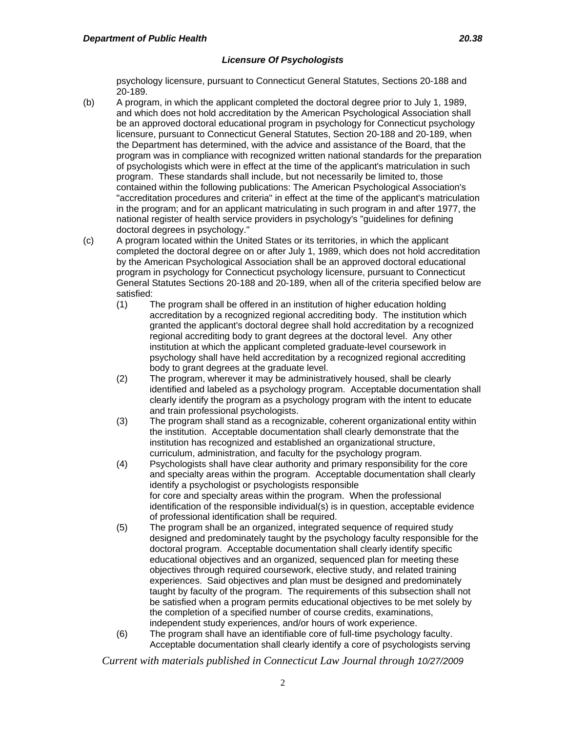psychology licensure, pursuant to Connecticut General Statutes, Sections 20-188 and 20-189.

(b) A program, in which the applicant completed the doctoral degree prior to July 1, 1989, and which does not hold accreditation by the American Psychological Association shall be an approved doctoral educational program in psychology for Connecticut psychology licensure, pursuant to Connecticut General Statutes, Section 20-188 and 20-189, when the Department has determined, with the advice and assistance of the Board, that the program was in compliance with recognized written national standards for the preparation of psychologists which were in effect at the time of the applicant's matriculation in such program. These standards shall include, but not necessarily be limited to, those contained within the following publications: The American Psychological Association's "accreditation procedures and criteria" in effect at the time of the applicant's matriculation in the program; and for an applicant matriculating in such program in and after 1977, the national register of health service providers in psychology's "guidelines for defining doctoral degrees in psychology."

(c) A program located within the United States or its territories, in which the applicant completed the doctoral degree on or after July 1, 1989, which does not hold accreditation by the American Psychological Association shall be an approved doctoral educational program in psychology for Connecticut psychology licensure, pursuant to Connecticut General Statutes Sections 20-188 and 20-189, when all of the criteria specified below are satisfied:

(1) The program shall be offered in an institution of higher education holding accreditation by a recognized regional accrediting body. The institution which granted the applicant's doctoral degree shall hold accreditation by a recognized regional accrediting body to grant degrees at the doctoral level. Any other institution at which the applicant completed graduate-level coursework in psychology shall have held accreditation by a recognized regional accrediting body to grant degrees at the graduate level.

(2) The program, wherever it may be administratively housed, shall be clearly identified and labeled as a psychology program. Acceptable documentation shall clearly identify the program as a psychology program with the intent to educate and train professional psychologists.

(3) The program shall stand as a recognizable, coherent organizational entity within the institution. Acceptable documentation shall clearly demonstrate that the institution has recognized and established an organizational structure, curriculum, administration, and faculty for the psychology program.

(4) Psychologists shall have clear authority and primary responsibility for the core and specialty areas within the program. Acceptable documentation shall clearly identify a psychologist or psychologists responsible for core and specialty areas within the program. When the professional identification of the responsible individual(s) is in question, acceptable evidence of professional identification shall be required.

(5) The program shall be an organized, integrated sequence of required study designed and predominately taught by the psychology faculty responsible for the doctoral program. Acceptable documentation shall clearly identify specific educational objectives and an organized, sequenced plan for meeting these objectives through required coursework, elective study, and related training experiences. Said objectives and plan must be designed and predominately taught by faculty of the program. The requirements of this subsection shall not be satisfied when a program permits educational objectives to be met solely by the completion of a specified number of course credits, examinations, independent study experiences, and/or hours of work experience.

(6) The program shall have an identifiable core of full-time psychology faculty. Acceptable documentation shall clearly identify a core of psychologists serving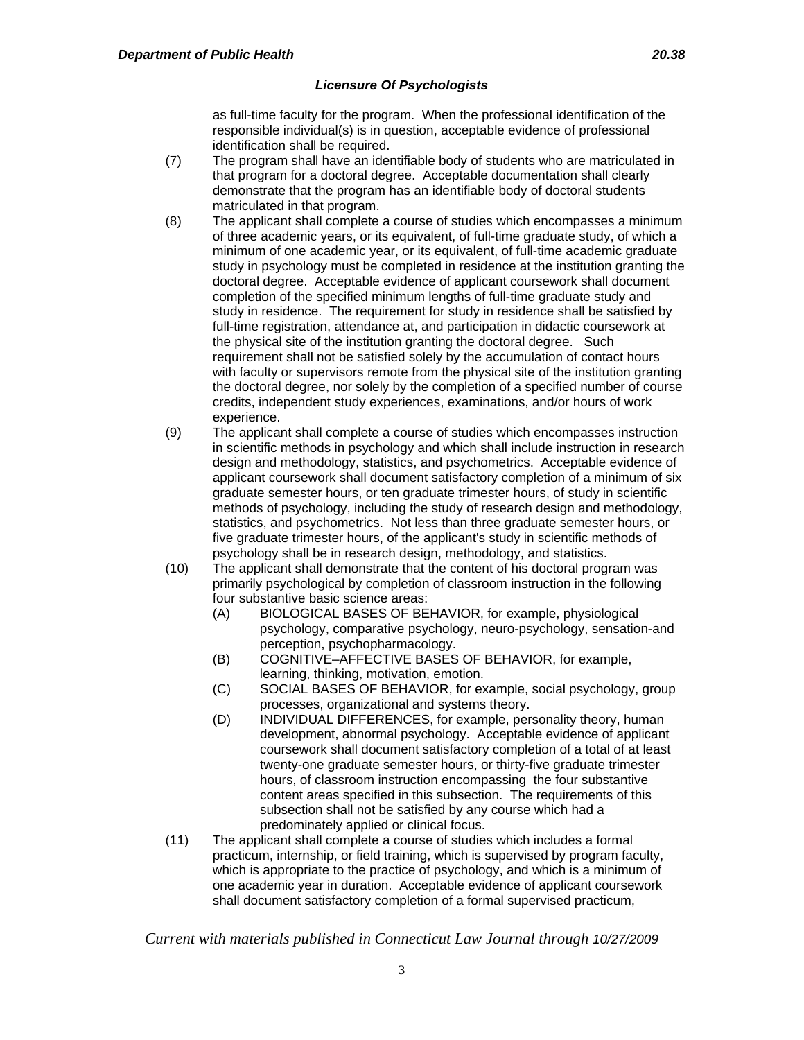as full-time faculty for the program. When the professional identification of the responsible individual(s) is in question, acceptable evidence of professional identification shall be required.

(7) The program shall have an identifiable body of students who are matriculated in that program for a doctoral degree. Acceptable documentation shall clearly demonstrate that the program has an identifiable body of doctoral students matriculated in that program.

(8) The applicant shall complete a course of studies which encompasses a minimum of three academic years, or its equivalent, of full-time graduate study, of which a minimum of one academic year, or its equivalent, of full-time academic graduate study in psychology must be completed in residence at the institution granting the doctoral degree. Acceptable evidence of applicant coursework shall document completion of the specified minimum lengths of full-time graduate study and study in residence. The requirement for study in residence shall be satisfied by full-time registration, attendance at, and participation in didactic coursework at the physical site of the institution granting the doctoral degree. Such requirement shall not be satisfied solely by the accumulation of contact hours with faculty or supervisors remote from the physical site of the institution granting the doctoral degree, nor solely by the completion of a specified number of course credits, independent study experiences, examinations, and/or hours of work experience.

(9) The applicant shall complete a course of studies which encompasses instruction in scientific methods in psychology and which shall include instruction in research design and methodology, statistics, and psychometrics. Acceptable evidence of applicant coursework shall document satisfactory completion of a minimum of six graduate semester hours, or ten graduate trimester hours, of study in scientific methods of psychology, including the study of research design and methodology, statistics, and psychometrics. Not less than three graduate semester hours, or five graduate trimester hours, of the applicant's study in scientific methods of psychology shall be in research design, methodology, and statistics.

(10) The applicant shall demonstrate that the content of his doctoral program was primarily psychological by completion of classroom instruction in the following four substantive basic science areas:

(A) BIOLOGICAL BASES OF BEHAVIOR, for example, physiological psychology, comparative psychology, neuro-psychology, sensation-and perception, psychopharmacology.

(B) COGNITIVE–AFFECTIVE BASES OF BEHAVIOR, for example, learning, thinking, motivation, emotion.

(C) SOCIAL BASES OF BEHAVIOR, for example, social psychology, group processes, organizational and systems theory.

(D) INDIVIDUAL DIFFERENCES, for example, personality theory, human development, abnormal psychology. Acceptable evidence of applicant coursework shall document satisfactory completion of a total of at least twenty-one graduate semester hours, or thirty-five graduate trimester hours, of classroom instruction encompassing the four substantive content areas specified in this subsection. The requirements of this subsection shall not be satisfied by any course which had a predominately applied or clinical focus.

(11) The applicant shall complete a course of studies which includes a formal practicum, internship, or field training, which is supervised by program faculty, which is appropriate to the practice of psychology, and which is a minimum of one academic year in duration. Acceptable evidence of applicant coursework shall document satisfactory completion of a formal supervised practicum,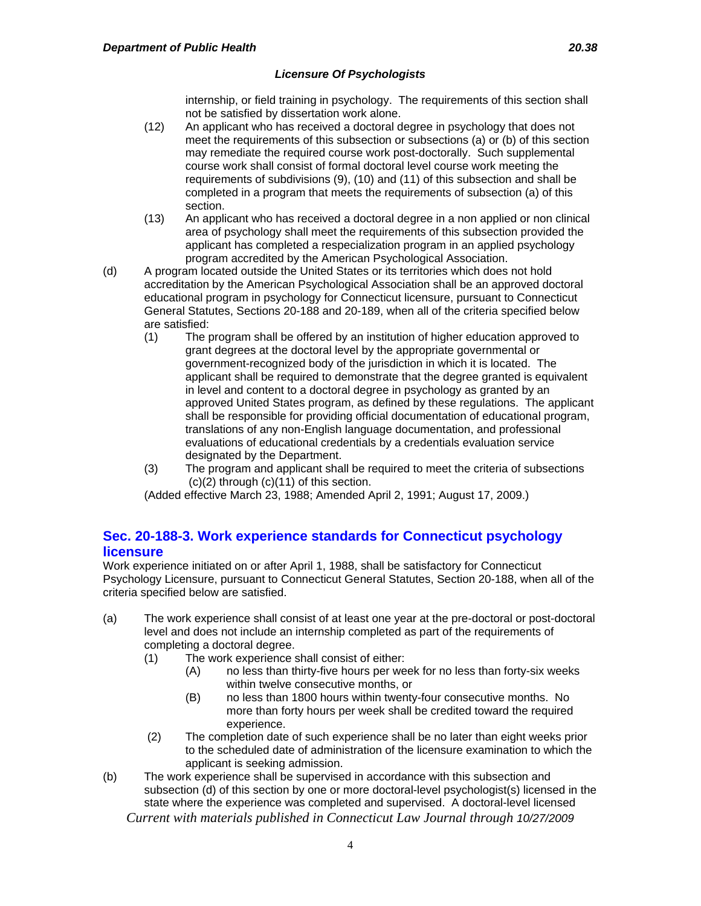internship, or field training in psychology. The requirements of this section shall not be satisfied by dissertation work alone.

(12) An applicant who has received a doctoral degree in psychology that does not meet the requirements of this subsection or subsections (a) or (b) of this section may remediate the required course work post-doctorally. Such supplemental course work shall consist of formal doctoral level course work meeting the requirements of subdivisions (9), (10) and (11) of this subsection and shall be completed in a program that meets the requirements of subsection (a) of this section.

(13) An applicant who has received a doctoral degree in a non applied or non clinical area of psychology shall meet the requirements of this subsection provided the applicant has completed a respecialization program in an applied psychology program accredited by the American Psychological Association.

(d) A program located outside the United States or its territories which does not hold accreditation by the American Psychological Association shall be an approved doctoral educational program in psychology for Connecticut licensure, pursuant to Connecticut General Statutes, Sections 20-188 and 20-189, when all of the criteria specified below are satisfied:

(1) The program shall be offered by an institution of higher education approved to grant degrees at the doctoral level by the appropriate governmental or government-recognized body of the jurisdiction in which it is located. The applicant shall be required to demonstrate that the degree granted is equivalent in level and content to a doctoral degree in psychology as granted by an approved United States program, as defined by these regulations. The applicant shall be responsible for providing official documentation of educational program, translations of any non-English language documentation, and professional evaluations of educational credentials by a credentials evaluation service designated by the Department.

(3) The program and applicant shall be required to meet the criteria of subsections (c)(2) through (c)(11) of this section.

(Added effective March 23, 1988; Amended April 2, 1991; August 17, 2009.)

## Sec. 20-188-3. Work experience standards for Connecticut psychology licensure

Work experience initiated on or after April 1, 1988, shall be satisfactory for Connecticut Psychology Licensure, pursuant to Connecticut General Statutes, Section 20-188, when all of the criteria specified below are satisfied.

(a) The work experience shall consist of at least one year at the pre-doctoral or post-doctoral level and does not include an internship completed as part of the requirements of completing a doctoral degree.

(1) The work experience shall consist of either:

(A) no less than thirty-five hours per week for no less than forty-six weeks within twelve consecutive months, or

(B) no less than 1800 hours within twenty-four consecutive months. No more than forty hours per week shall be credited toward the required experience.

(2) The completion date of such experience shall be no later than eight weeks prior to the scheduled date of administration of the licensure examination to which the applicant is seeking admission.

(b) The work experience shall be supervised in accordance with this subsection and subsection (d) of this section by one or more doctoral-level psychologist(s) licensed in the state where the experience was completed and supervised. A doctoral-level licensed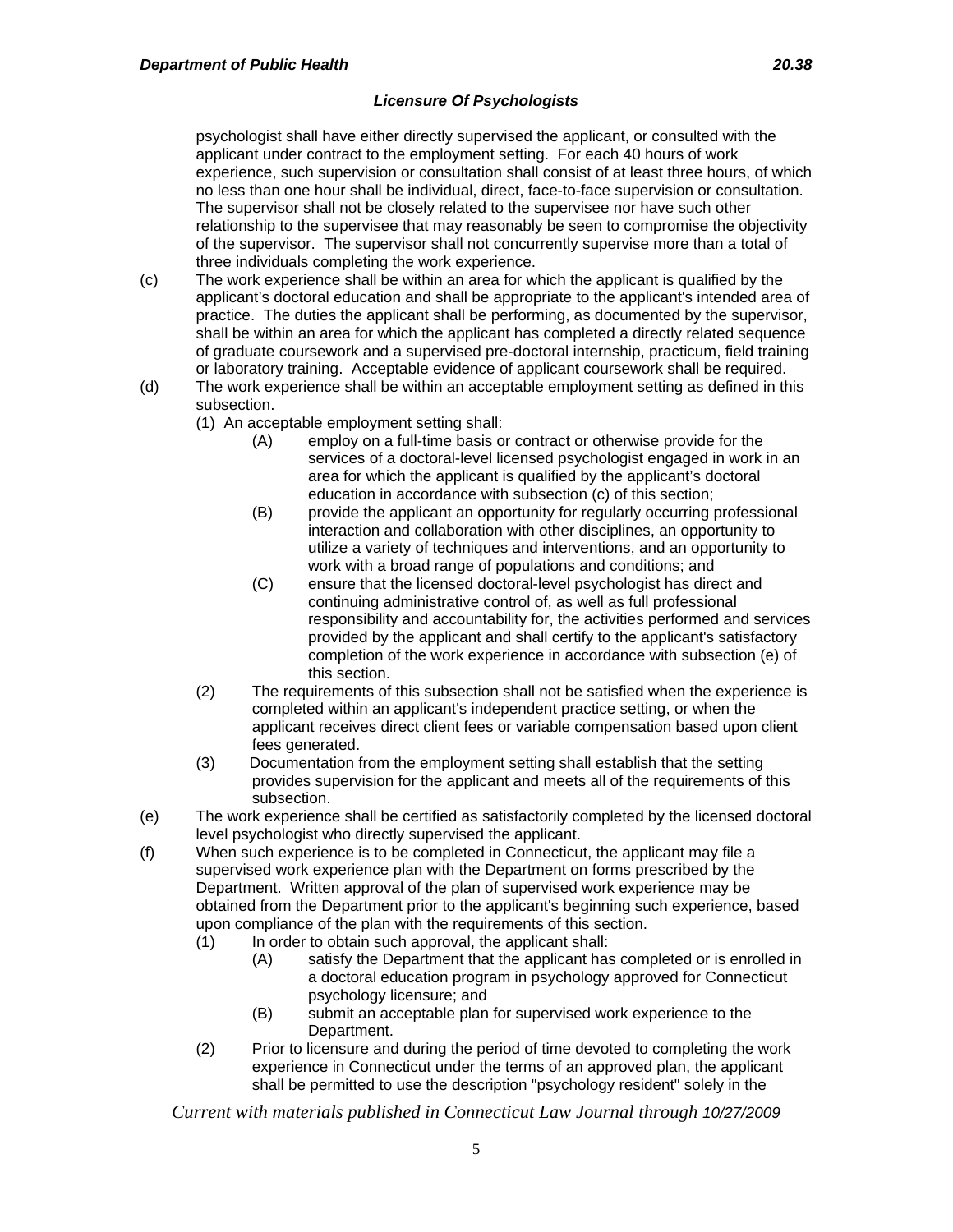psychologist shall have either directly supervised the applicant, or consulted with the applicant under contract to the employment setting. For each 40 hours of work experience, such supervision or consultation shall consist of at least three hours, of which no less than one hour shall be individual, direct, face-to-face supervision or consultation. The supervisor shall not be closely related to the supervisee nor have such other relationship to the supervisee that may reasonably be seen to compromise the objectivity of the supervisor. The supervisor shall not concurrently supervise more than a total of three individuals completing the work experience.

(c) The work experience shall be within an area for which the applicant is qualified by the applicant's doctoral education and shall be appropriate to the applicant's intended area of practice. The duties the applicant shall be performing, as documented by the supervisor, shall be within an area for which the applicant has completed a directly related sequence of graduate coursework and a supervised pre-doctoral internship, practicum, field training or laboratory training. Acceptable evidence of applicant coursework shall be required.

(d) The work experience shall be within an acceptable employment setting as defined in this subsection.

(1) An acceptable employment setting shall:

(A) employ on a full-time basis or contract or otherwise provide for the services of a doctoral-level licensed psychologist engaged in work in an area for which the applicant is qualified by the applicant's doctoral education in accordance with subsection (c) of this section;

(B) provide the applicant an opportunity for regularly occurring professional interaction and collaboration with other disciplines, an opportunity to utilize a variety of techniques and interventions, and an opportunity to work with a broad range of populations and conditions; and

(C) ensure that the licensed doctoral-level psychologist has direct and continuing administrative control of, as well as full professional responsibility and accountability for, the activities performed and services provided by the applicant and shall certify to the applicant's satisfactory completion of the work experience in accordance with subsection (e) of this section.

(2) The requirements of this subsection shall not be satisfied when the experience is completed within an applicant's independent practice setting, or when the applicant receives direct client fees or variable compensation based upon client fees generated.

(3) Documentation from the employment setting shall establish that the setting provides supervision for the applicant and meets all of the requirements of this subsection.

(e) The work experience shall be certified as satisfactorily completed by the licensed doctoral level psychologist who directly supervised the applicant.

(f) When such experience is to be completed in Connecticut, the applicant may file a supervised work experience plan with the Department on forms prescribed by the Department. Written approval of the plan of supervised work experience may be obtained from the Department prior to the applicant's beginning such experience, based upon compliance of the plan with the requirements of this section.

(1) In order to obtain such approval, the applicant shall:

(A) satisfy the Department that the applicant has completed or is enrolled in a doctoral education program in psychology approved for Connecticut psychology licensure; and

(B) submit an acceptable plan for supervised work experience to the Department.

(2) Prior to licensure and during the period of time devoted to completing the work experience in Connecticut under the terms of an approved plan, the applicant shall be permitted to use the description "psychology resident" solely in the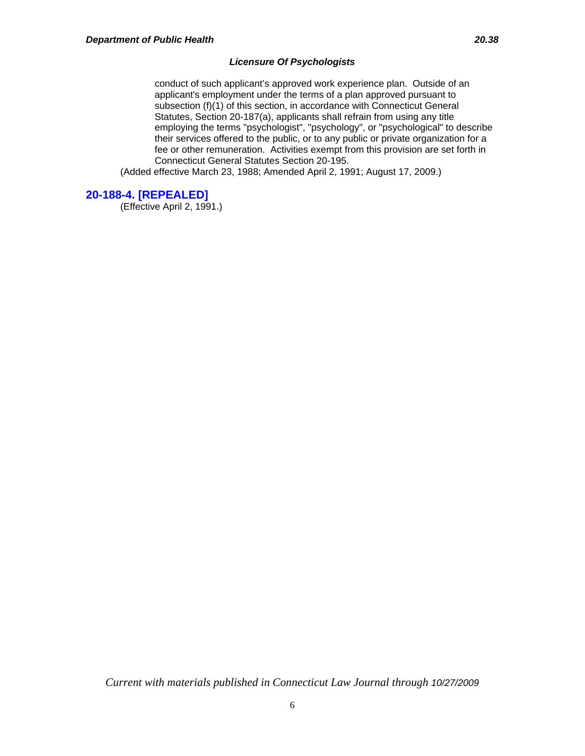conduct of such applicant's approved work experience plan. Outside of an applicant's employment under the terms of a plan approved pursuant to subsection (f)(1) of this section, in accordance with Connecticut General Statutes, Section 20-187(a), applicants shall refrain from using any title employing the terms "psychologist", "psychology", or "psychological" to describe their services offered to the public, or to any public or private organization for a fee or other remuneration. Activities exempt from this provision are set forth in Connecticut General Statutes Section 20-195.

(Added effective March 23, 1988; Amended April 2, 1991; August 17, 2009.)

## 20-188-4. [REPEALED]

(Effective April 2, 1991.)

*Current with materials published in Connecticut Law Journal through 10/27/2009*